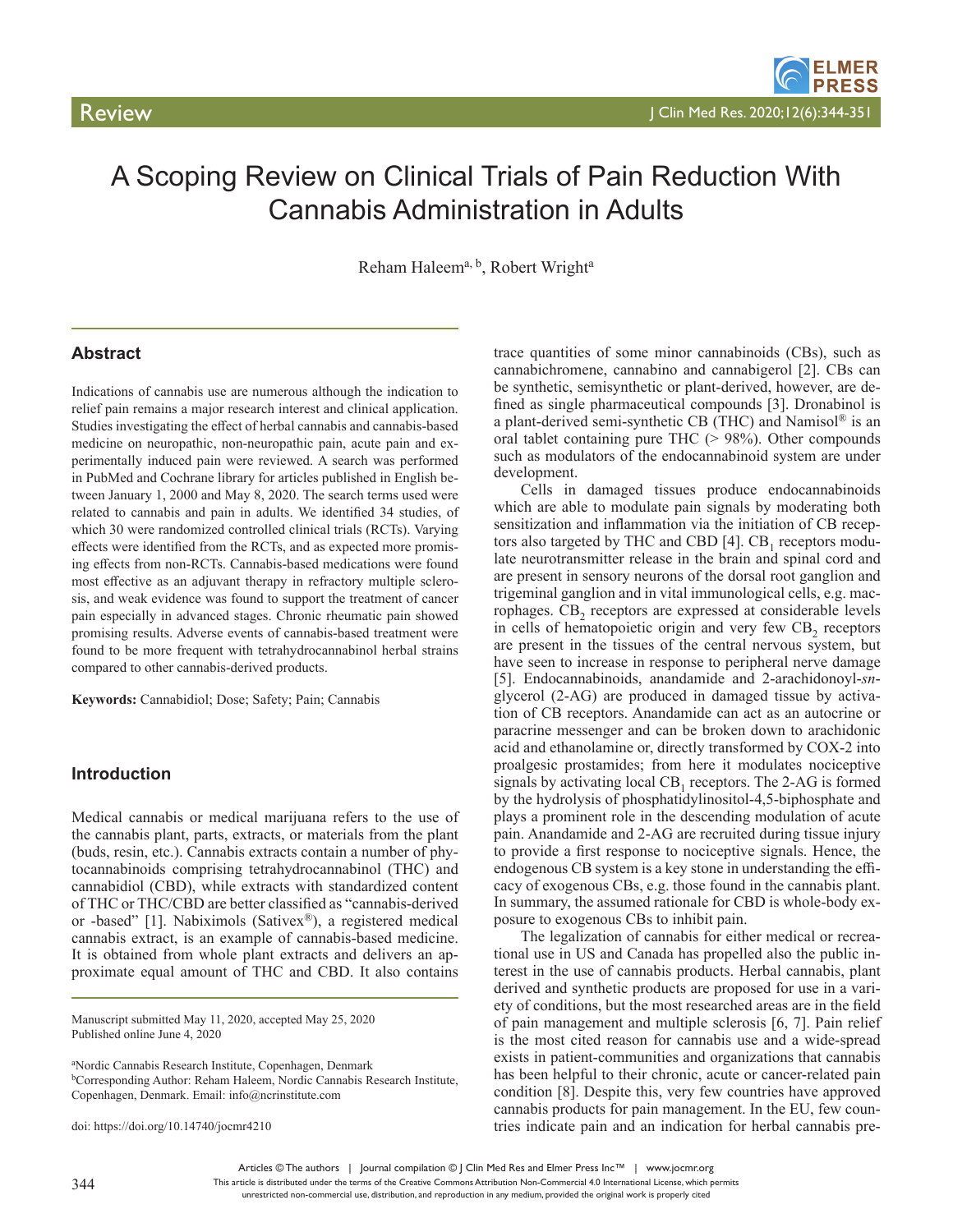# A Scoping Review on Clinical Trials of Pain Reduction With Cannabis Administration in Adults

Reham Haleem[a, b], Robert Wright[a]

## Abstract

Indications of cannabis use are numerous although the indication to relief pain remains a major research interest and clinical application. Studies investigating the effect of herbal cannabis and cannabis-based medicine on neuropathic, non-neuropathic pain, acute pain and experimentally induced pain were reviewed. A search was performed in PubMed and Cochrane library for articles published in English between January 1, 2000 and May 8, 2020. The search terms used were related to cannabis and pain in adults. We identified 34 studies, of which 30 were randomized controlled clinical trials (RCTs). Varying effects were identified from the RCTs, and as expected more promising effects from non-RCTs. Cannabis-based medications were found most effective as an adjuvant therapy in refractory multiple sclerosis, and weak evidence was found to support the treatment of cancer pain especially in advanced stages. Chronic rheumatic pain showed promising results. Adverse events of cannabis-based treatment were found to be more frequent with tetrahydrocannabinol herbal strains compared to other cannabis-derived products.

**Keywords:** Cannabidiol; Dose; Safety; Pain; Cannabis

## Introduction

Medical cannabis or medical marijuana refers to the use of the cannabis plant, parts, extracts, or materials from the plant (buds, resin, etc.). Cannabis extracts contain a number of phytocannabinoids comprising tetrahydrocannabinol (THC) and cannabidiol (CBD), while extracts with standardized content of THC or THC/CBD are better classified as "cannabis-derived or -based" [1]. Nabiximols (Sativex®), a registered medical cannabis extract, is an example of cannabis-based medicine. It is obtained from whole plant extracts and delivers an approximate equal amount of THC and CBD. It also contains trace quantities of some minor cannabinoids (CBs), such as cannabichromene, cannabino and cannabigerol [2]. CBs can be synthetic, semisynthetic or plant-derived, however, are defined as single pharmaceutical compounds [3]. Dronabinol is a plant-derived semi-synthetic CB (THC) and Namisol® is an oral tablet containing pure THC (> 98%). Other compounds such as modulators of the endocannabinoid system are under development.

Cells in damaged tissues produce endocannabinoids which are able to modulate pain signals by moderating both sensitization and inflammation via the initiation of CB receptors also targeted by THC and CBD [4]. $CB_1$ receptors modulate neurotransmitter release in the brain and spinal cord and are present in sensory neurons of the dorsal root ganglion and trigeminal ganglion and in vital immunological cells, e.g. macrophages. $CB_2$ receptors are expressed at considerable levels in cells of hematopoietic origin and very few $CB_2$ receptors are present in the tissues of the central nervous system, but have seen to increase in response to peripheral nerve damage [5]. Endocannabinoids, anandamide and 2-arachidonoyl-*sn*-glycerol (2-AG) are produced in damaged tissue by activation of CB receptors. Anandamide can act as an autocrine or paracrine messenger and can be broken down to arachidonic acid and ethanolamine or, directly transformed by COX-2 into proalgesic prostamides; from here it modulates nociceptive signals by activating local $CB_1$ receptors. The 2-AG is formed by the hydrolysis of phosphatidylinositol-4,5-biphosphate and plays a prominent role in the descending modulation of acute pain. Anandamide and 2-AG are recruited during tissue injury to provide a first response to nociceptive signals. Hence, the endogenous CB system is a key stone in understanding the efficacy of exogenous CBs, e.g. those found in the cannabis plant. In summary, the assumed rationale for CBD is whole-body exposure to exogenous CBs to inhibit pain.

The legalization of cannabis for either medical or recreational use in US and Canada has propelled also the public interest in the use of cannabis products. Herbal cannabis, plant derived and synthetic products are proposed for use in a variety of conditions, but the most researched areas are in the field of pain management and multiple sclerosis [6, 7]. Pain relief is the most cited reason for cannabis use and a wide-spread exists in patient-communities and organizations that cannabis has been helpful to their chronic, acute or cancer-related pain condition [8]. Despite this, very few countries have approved cannabis products for pain management. In the EU, few countries indicate pain and an indication for herbal cannabis pre-

Manuscript submitted May 11, 2020, accepted May 25, 2020
Published online June 4, 2020

[a]Nordic Cannabis Research Institute, Copenhagen, Denmark
[b]Corresponding Author: Reham Haleem, Nordic Cannabis Research Institute, Copenhagen, Denmark. Email: info@ncrinstitute.com

doi: https://doi.org/10.14740/jocmr4210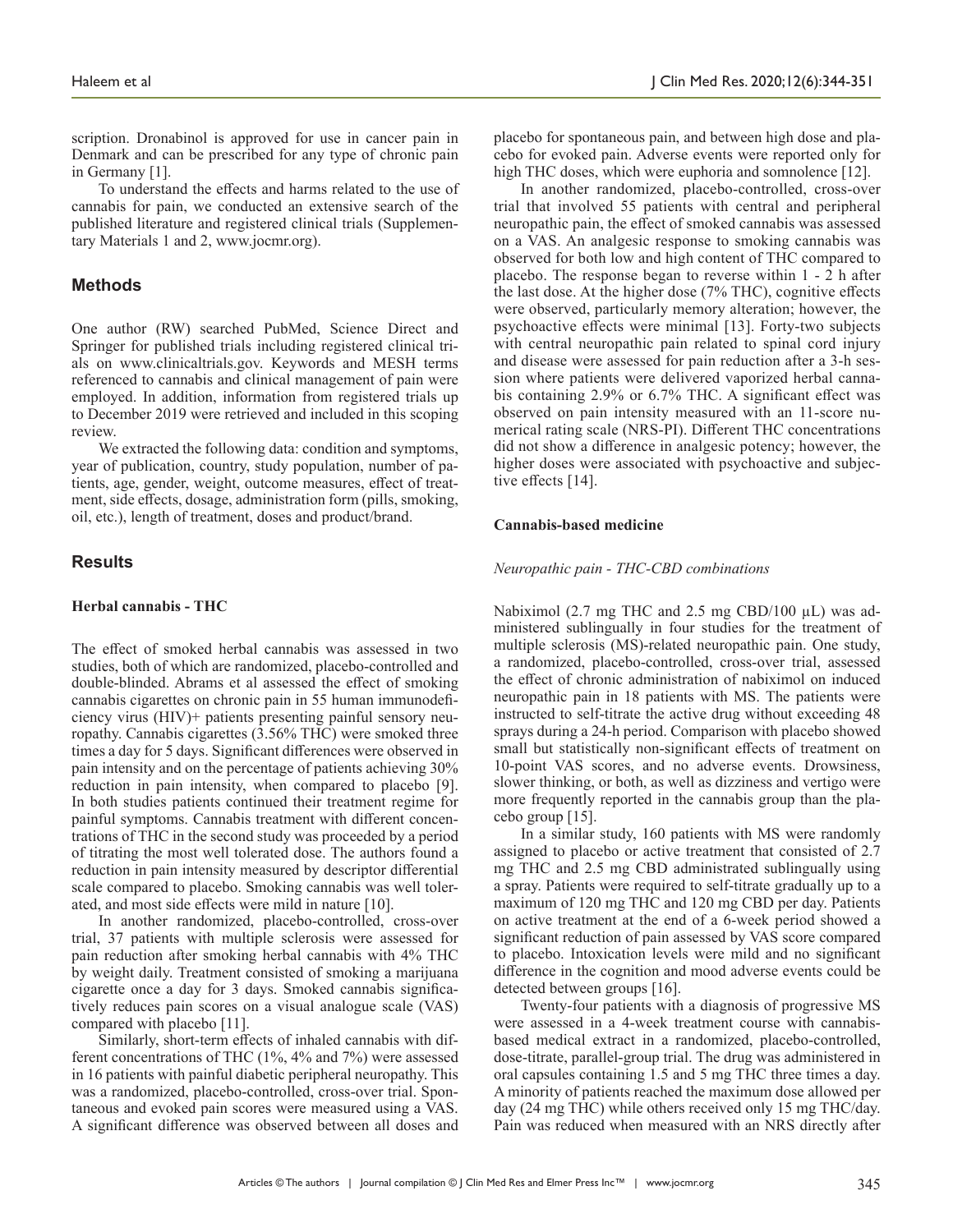scription. Dronabinol is approved for use in cancer pain in Denmark and can be prescribed for any type of chronic pain in Germany [1].

To understand the effects and harms related to the use of cannabis for pain, we conducted an extensive search of the published literature and registered clinical trials (Supplementary Materials 1 and 2, www.jocmr.org).

## Methods

One author (RW) searched PubMed, Science Direct and Springer for published trials including registered clinical trials on www.clinicaltrials.gov. Keywords and MESH terms referenced to cannabis and clinical management of pain were employed. In addition, information from registered trials up to December 2019 were retrieved and included in this scoping review.

We extracted the following data: condition and symptoms, year of publication, country, study population, number of patients, age, gender, weight, outcome measures, effect of treatment, side effects, dosage, administration form (pills, smoking, oil, etc.), length of treatment, doses and product/brand.

## Results

### Herbal cannabis - THC

The effect of smoked herbal cannabis was assessed in two studies, both of which are randomized, placebo-controlled and double-blinded. Abrams et al assessed the effect of smoking cannabis cigarettes on chronic pain in 55 human immunodeficiency virus (HIV)+ patients presenting painful sensory neuropathy. Cannabis cigarettes (3.56% THC) were smoked three times a day for 5 days. Significant differences were observed in pain intensity and on the percentage of patients achieving 30% reduction in pain intensity, when compared to placebo [9]. In both studies patients continued their treatment regime for painful symptoms. Cannabis treatment with different concentrations of THC in the second study was proceeded by a period of titrating the most well tolerated dose. The authors found a reduction in pain intensity measured by descriptor differential scale compared to placebo. Smoking cannabis was well tolerated, and most side effects were mild in nature [10].

In another randomized, placebo-controlled, cross-over trial, 37 patients with multiple sclerosis were assessed for pain reduction after smoking herbal cannabis with 4% THC by weight daily. Treatment consisted of smoking a marijuana cigarette once a day for 3 days. Smoked cannabis significatively reduces pain scores on a visual analogue scale (VAS) compared with placebo [11].

Similarly, short-term effects of inhaled cannabis with different concentrations of THC (1%, 4% and 7%) were assessed in 16 patients with painful diabetic peripheral neuropathy. This was a randomized, placebo-controlled, cross-over trial. Spontaneous and evoked pain scores were measured using a VAS. A significant difference was observed between all doses and placebo for spontaneous pain, and between high dose and placebo for evoked pain. Adverse events were reported only for high THC doses, which were euphoria and somnolence [12].

In another randomized, placebo-controlled, cross-over trial that involved 55 patients with central and peripheral neuropathic pain, the effect of smoked cannabis was assessed on a VAS. An analgesic response to smoking cannabis was observed for both low and high content of THC compared to placebo. The response began to reverse within 1 - 2 h after the last dose. At the higher dose (7% THC), cognitive effects were observed, particularly memory alteration; however, the psychoactive effects were minimal [13]. Forty-two subjects with central neuropathic pain related to spinal cord injury and disease were assessed for pain reduction after a 3-h session where patients were delivered vaporized herbal cannabis containing 2.9% or 6.7% THC. A significant effect was observed on pain intensity measured with an 11-score numerical rating scale (NRS-PI). Different THC concentrations did not show a difference in analgesic potency; however, the higher doses were associated with psychoactive and subjective effects [14].

### Cannabis-based medicine

*Neuropathic pain - THC-CBD combinations*

Nabiximol (2.7 mg THC and 2.5 mg CBD/100 μL) was administered sublingually in four studies for the treatment of multiple sclerosis (MS)-related neuropathic pain. One study, a randomized, placebo-controlled, cross-over trial, assessed the effect of chronic administration of nabiximol on induced neuropathic pain in 18 patients with MS. The patients were instructed to self-titrate the active drug without exceeding 48 sprays during a 24-h period. Comparison with placebo showed small but statistically non-significant effects of treatment on 10-point VAS scores, and no adverse events. Drowsiness, slower thinking, or both, as well as dizziness and vertigo were more frequently reported in the cannabis group than the placebo group [15].

In a similar study, 160 patients with MS were randomly assigned to placebo or active treatment that consisted of 2.7 mg THC and 2.5 mg CBD administrated sublingually using a spray. Patients were required to self-titrate gradually up to a maximum of 120 mg THC and 120 mg CBD per day. Patients on active treatment at the end of a 6-week period showed a significant reduction of pain assessed by VAS score compared to placebo. Intoxication levels were mild and no significant difference in the cognition and mood adverse events could be detected between groups [16].

Twenty-four patients with a diagnosis of progressive MS were assessed in a 4-week treatment course with cannabis-based medical extract in a randomized, placebo-controlled, dose-titrate, parallel-group trial. The drug was administered in oral capsules containing 1.5 and 5 mg THC three times a day. A minority of patients reached the maximum dose allowed per day (24 mg THC) while others received only 15 mg THC/day. Pain was reduced when measured with an NRS directly after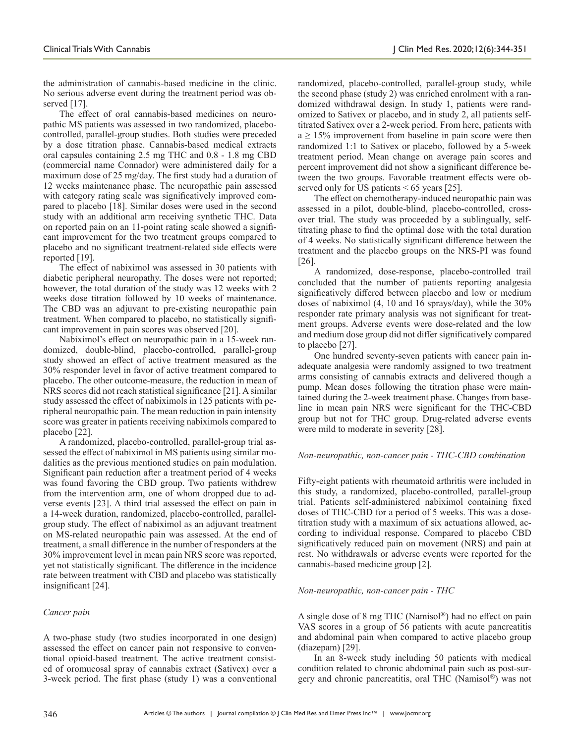the administration of cannabis-based medicine in the clinic. No serious adverse event during the treatment period was observed [17].

The effect of oral cannabis-based medicines on neuropathic MS patients was assessed in two randomized, placebo-controlled, parallel-group studies. Both studies were preceded by a dose titration phase. Cannabis-based medical extracts oral capsules containing 2.5 mg THC and 0.8 - 1.8 mg CBD (commercial name Connador) were administered daily for a maximum dose of 25 mg/day. The first study had a duration of 12 weeks maintenance phase. The neuropathic pain assessed with category rating scale was significatively improved compared to placebo [18]. Similar doses were used in the second study with an additional arm receiving synthetic THC. Data on reported pain on an 11-point rating scale showed a significant improvement for the two treatment groups compared to placebo and no significant treatment-related side effects were reported [19].

The effect of nabiximol was assessed in 30 patients with diabetic peripheral neuropathy. The doses were not reported; however, the total duration of the study was 12 weeks with 2 weeks dose titration followed by 10 weeks of maintenance. The CBD was an adjuvant to pre-existing neuropathic pain treatment. When compared to placebo, no statistically significant improvement in pain scores was observed [20].

Nabiximol's effect on neuropathic pain in a 15-week randomized, double-blind, placebo-controlled, parallel-group study showed an effect of active treatment measured as the 30% responder level in favor of active treatment compared to placebo. The other outcome-measure, the reduction in mean of NRS scores did not reach statistical significance [21]. A similar study assessed the effect of nabiximols in 125 patients with peripheral neuropathic pain. The mean reduction in pain intensity score was greater in patients receiving nabiximols compared to placebo [22].

A randomized, placebo-controlled, parallel-group trial assessed the effect of nabiximol in MS patients using similar modalities as the previous mentioned studies on pain modulation. Significant pain reduction after a treatment period of 4 weeks was found favoring the CBD group. Two patients withdrew from the intervention arm, one of whom dropped due to adverse events [23]. A third trial assessed the effect on pain in a 14-week duration, randomized, placebo-controlled, parallel-group study. The effect of nabiximol as an adjuvant treatment on MS-related neuropathic pain was assessed. At the end of treatment, a small difference in the number of responders at the 30% improvement level in mean pain NRS score was reported, yet not statistically significant. The difference in the incidence rate between treatment with CBD and placebo was statistically insignificant [24].

*Cancer pain*

A two-phase study (two studies incorporated in one design) assessed the effect on cancer pain not responsive to conventional opioid-based treatment. The active treatment consisted of oromucosal spray of cannabis extract (Sativex) over a 3-week period. The first phase (study 1) was a conventional randomized, placebo-controlled, parallel-group study, while the second phase (study 2) was enriched enrolment with a randomized withdrawal design. In study 1, patients were randomized to Sativex or placebo, and in study 2, all patients self-titrated Sativex over a 2-week period. From here, patients with a ≥ 15% improvement from baseline in pain score were then randomized 1:1 to Sativex or placebo, followed by a 5-week treatment period. Mean change on average pain scores and percent improvement did not show a significant difference between the two groups. Favorable treatment effects were observed only for US patients < 65 years [25].

The effect on chemotherapy-induced neuropathic pain was assessed in a pilot, double-blind, placebo-controlled, crossover trial. The study was proceeded by a sublingually, self-titrating phase to find the optimal dose with the total duration of 4 weeks. No statistically significant difference between the treatment and the placebo groups on the NRS-PI was found [26].

A randomized, dose-response, placebo-controlled trail concluded that the number of patients reporting analgesia significantly differed between placebo and low or medium doses of nabiximol (4, 10 and 16 sprays/day), while the 30% responder rate primary analysis was not significant for treatment groups. Adverse events were dose-related and the low and medium dose group did not differ significatively compared to placebo [27].

One hundred seventy-seven patients with cancer pain inadequate analgesia were randomly assigned to two treatment arms consisting of cannabis extracts and delivered though a pump. Mean doses following the titration phase were maintained during the 2-week treatment phase. Changes from baseline in mean pain NRS were significant for the THC-CBD group but not for THC group. Drug-related adverse events were mild to moderate in severity [28].

*Non-neuropathic, non-cancer pain - THC-CBD combination*

Fifty-eight patients with rheumatoid arthritis were included in this study, a randomized, placebo-controlled, parallel-group trial. Patients self-administered nabiximol containing fixed doses of THC-CBD for a period of 5 weeks. This was a dose-titration study with a maximum of six actuations allowed, according to individual response. Compared to placebo CBD significatively reduced pain on movement (NRS) and pain at rest. No withdrawals or adverse events were reported for the cannabis-based medicine group [2].

*Non-neuropathic, non-cancer pain - THC*

A single dose of 8 mg THC (Namisol®) had no effect on pain VAS scores in a group of 56 patients with acute pancreatitis and abdominal pain when compared to active placebo group (diazepam) [29].

In an 8-week study including 50 patients with medical condition related to chronic abdominal pain such as post-surgery and chronic pancreatitis, oral THC (Namisol®) was not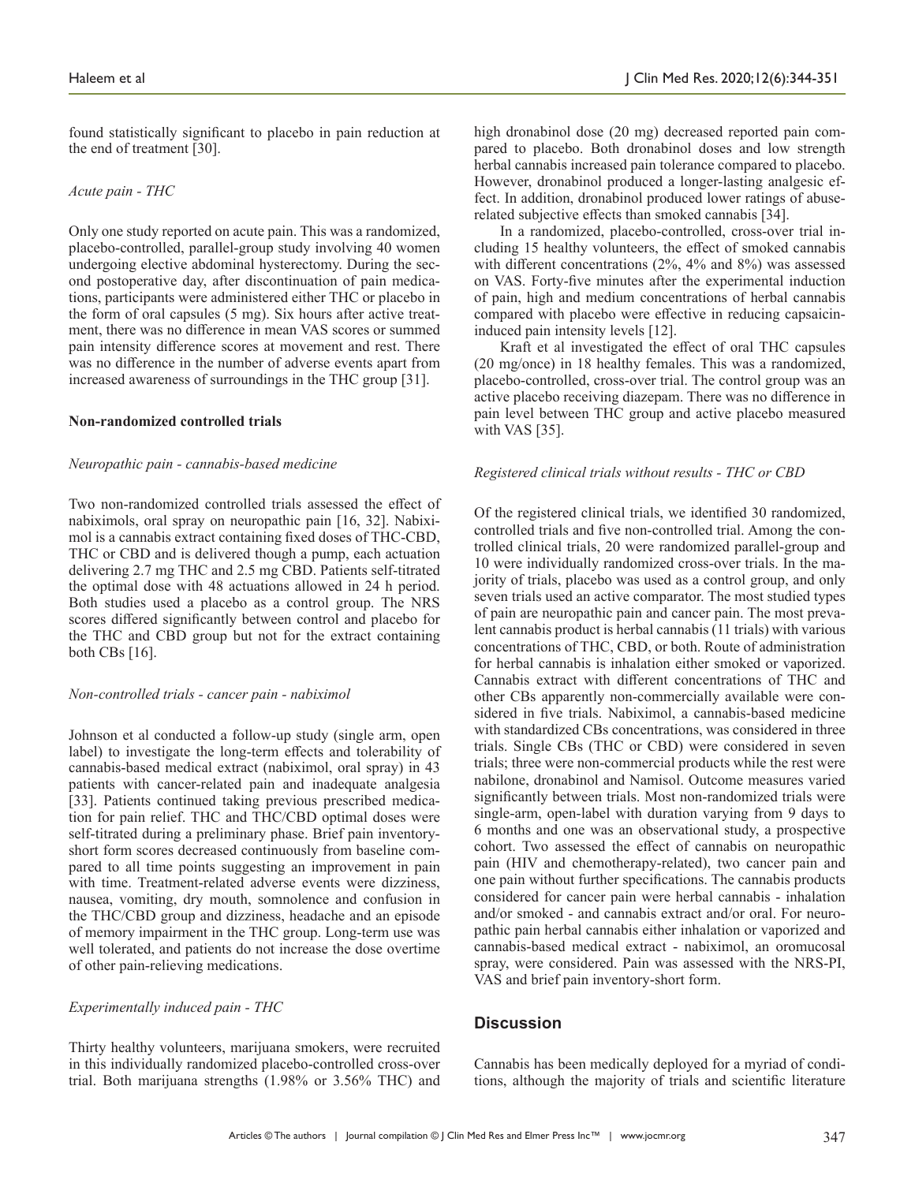found statistically significant to placebo in pain reduction at the end of treatment [30].

*Acute pain - THC*

Only one study reported on acute pain. This was a randomized, placebo-controlled, parallel-group study involving 40 women undergoing elective abdominal hysterectomy. During the second postoperative day, after discontinuation of pain medications, participants were administered either THC or placebo in the form of oral capsules (5 mg). Six hours after active treatment, there was no difference in mean VAS scores or summed pain intensity difference scores at movement and rest. There was no difference in the number of adverse events apart from increased awareness of surroundings in the THC group [31].

**Non-randomized controlled trials**

*Neuropathic pain - cannabis-based medicine*

Two non-randomized controlled trials assessed the effect of nabiximols, oral spray on neuropathic pain [16, 32]. Nabiximol is a cannabis extract containing fixed doses of THC-CBD, THC or CBD and is delivered though a pump, each actuation delivering 2.7 mg THC and 2.5 mg CBD. Patients self-titrated the optimal dose with 48 actuations allowed in 24 h period. Both studies used a placebo as a control group. The NRS scores differed significantly between control and placebo for the THC and CBD group but not for the extract containing both CBs [16].

*Non-controlled trials - cancer pain - nabiximol*

Johnson et al conducted a follow-up study (single arm, open label) to investigate the long-term effects and tolerability of cannabis-based medical extract (nabiximol, oral spray) in 43 patients with cancer-related pain and inadequate analgesia [33]. Patients continued taking previous prescribed medication for pain relief. THC and THC/CBD optimal doses were self-titrated during a preliminary phase. Brief pain inventory-short form scores decreased continuously from baseline compared to all time points suggesting an improvement in pain with time. Treatment-related adverse events were dizziness, nausea, vomiting, dry mouth, somnolence and confusion in the THC/CBD group and dizziness, headache and an episode of memory impairment in the THC group. Long-term use was well tolerated, and patients do not increase the dose overtime of other pain-relieving medications.

*Experimentally induced pain - THC*

Thirty healthy volunteers, marijuana smokers, were recruited in this individually randomized placebo-controlled cross-over trial. Both marijuana strengths (1.98% or 3.56% THC) and high dronabinol dose (20 mg) decreased reported pain compared to placebo. Both dronabinol doses and low strength herbal cannabis increased pain tolerance compared to placebo. However, dronabinol produced a longer-lasting analgesic effect. In addition, dronabinol produced lower ratings of abuse-related subjective effects than smoked cannabis [34].

In a randomized, placebo-controlled, cross-over trial including 15 healthy volunteers, the effect of smoked cannabis with different concentrations (2%, 4% and 8%) was assessed on VAS. Forty-five minutes after the experimental induction of pain, high and medium concentrations of herbal cannabis compared with placebo were effective in reducing capsaicin-induced pain intensity levels [12].

Kraft et al investigated the effect of oral THC capsules (20 mg/once) in 18 healthy females. This was a randomized, placebo-controlled, cross-over trial. The control group was an active placebo receiving diazepam. There was no difference in pain level between THC group and active placebo measured with VAS [35].

*Registered clinical trials without results - THC or CBD*

Of the registered clinical trials, we identified 30 randomized, controlled trials and five non-controlled trial. Among the controlled clinical trials, 20 were randomized parallel-group and 10 were individually randomized cross-over trials. In the majority of trials, placebo was used as a control group, and only seven trials used an active comparator. The most studied types of pain are neuropathic pain and cancer pain. The most prevalent cannabis product is herbal cannabis (11 trials) with various concentrations of THC, CBD, or both. Route of administration for herbal cannabis is inhalation either smoked or vaporized. Cannabis extract with different concentrations of THC and other CBs apparently non-commercially available were considered in five trials. Nabiximol, a cannabis-based medicine with standardized CBs concentrations, was considered in three trials. Single CBs (THC or CBD) were considered in seven trials; three were non-commercial products while the rest were nabilone, dronabinol and Namisol. Outcome measures varied significantly between trials. Most non-randomized trials were single-arm, open-label with duration varying from 9 days to 6 months and one was an observational study, a prospective cohort. Two assessed the effect of cannabis on neuropathic pain (HIV and chemotherapy-related), two cancer pain and one pain without further specifications. The cannabis products considered for cancer pain were herbal cannabis - inhalation and/or smoked - and cannabis extract and/or oral. For neuropathic pain herbal cannabis either inhalation or vaporized and cannabis-based medical extract - nabiximol, an oromucosal spray, were considered. Pain was assessed with the NRS-PI, VAS and brief pain inventory-short form.

## Discussion

Cannabis has been medically deployed for a myriad of conditions, although the majority of trials and scientific literature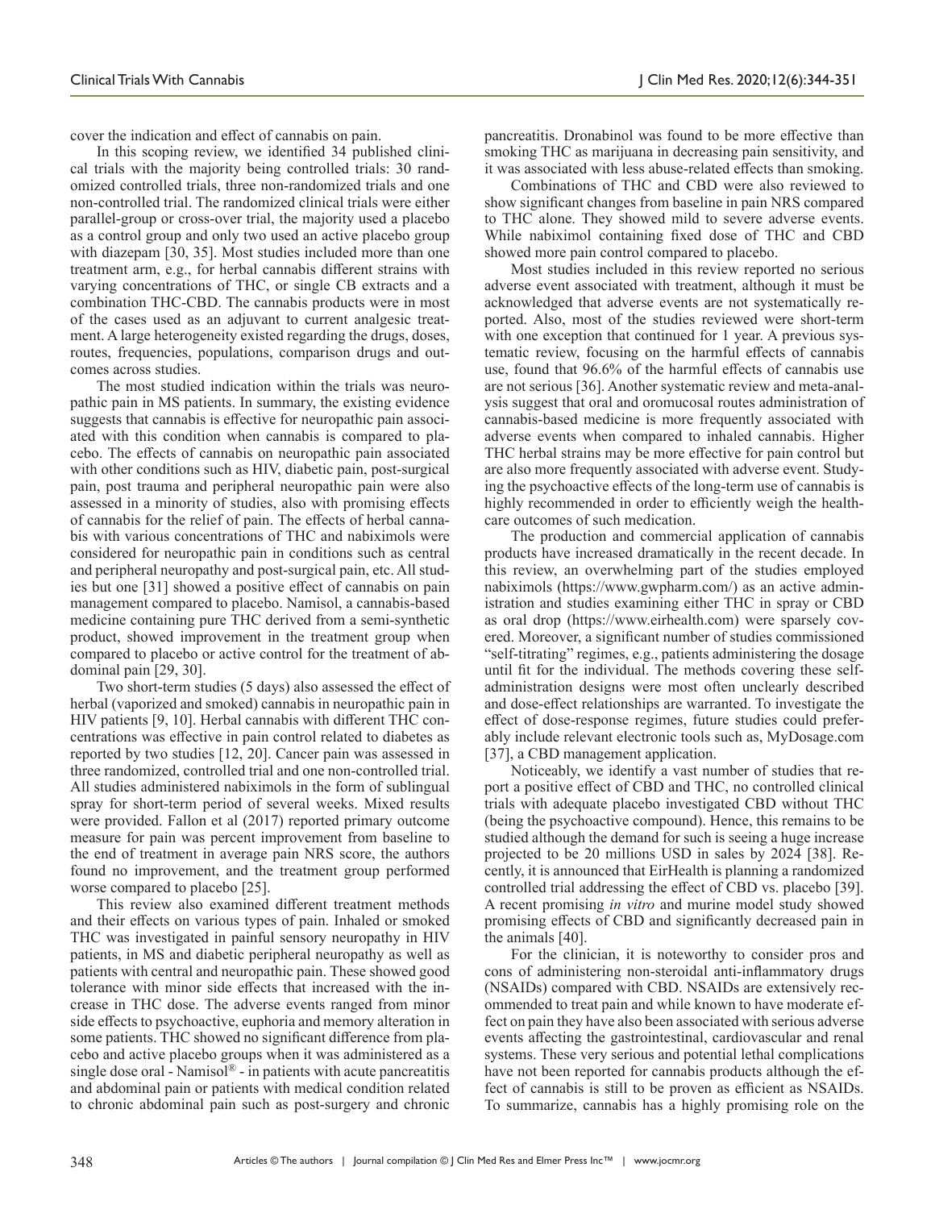cover the indication and effect of cannabis on pain.

In this scoping review, we identified 34 published clinical trials with the majority being controlled trials: 30 randomized controlled trials, three non-randomized trials and one non-controlled trial. The randomized clinical trials were either parallel-group or cross-over trial, the majority used a placebo as a control group and only two used an active placebo group with diazepam [30, 35]. Most studies included more than one treatment arm, e.g., for herbal cannabis different strains with varying concentrations of THC, or single CB extracts and a combination THC-CBD. The cannabis products were in most of the cases used as an adjuvant to current analgesic treatment. A large heterogeneity existed regarding the drugs, doses, routes, frequencies, populations, comparison drugs and outcomes across studies.

The most studied indication within the trials was neuropathic pain in MS patients. In summary, the existing evidence suggests that cannabis is effective for neuropathic pain associated with this condition when cannabis is compared to placebo. The effects of cannabis on neuropathic pain associated with other conditions such as HIV, diabetic pain, post-surgical pain, post trauma and peripheral neuropathic pain were also assessed in a minority of studies, also with promising effects of cannabis for the relief of pain. The effects of herbal cannabis with various concentrations of THC and nabiximols were considered for neuropathic pain in conditions such as central and peripheral neuropathy and post-surgical pain, etc. All studies but one [31] showed a positive effect of cannabis on pain management compared to placebo. Namisol, a cannabis-based medicine containing pure THC derived from a semi-synthetic product, showed improvement in the treatment group when compared to placebo or active control for the treatment of abdominal pain [29, 30].

Two short-term studies (5 days) also assessed the effect of herbal (vaporized and smoked) cannabis in neuropathic pain in HIV patients [9, 10]. Herbal cannabis with different THC concentrations was effective in pain control related to diabetes as reported by two studies [12, 20]. Cancer pain was assessed in three randomized, controlled trial and one non-controlled trial. All studies administered nabiximols in the form of sublingual spray for short-term period of several weeks. Mixed results were provided. Fallon et al (2017) reported primary outcome measure for pain was percent improvement from baseline to the end of treatment in average pain NRS score, the authors found no improvement, and the treatment group performed worse compared to placebo [25].

This review also examined different treatment methods and their effects on various types of pain. Inhaled or smoked THC was investigated in painful sensory neuropathy in HIV patients, in MS and diabetic peripheral neuropathy as well as patients with central and neuropathic pain. These showed good tolerance with minor side effects that increased with the increase in THC dose. The adverse events ranged from minor side effects to psychoactive, euphoria and memory alteration in some patients. THC showed no significant difference from placebo and active placebo groups when it was administered as a single dose oral - Namisol® - in patients with acute pancreatitis and abdominal pain or patients with medical condition related to chronic abdominal pain such as post-surgery and chronic pancreatitis. Dronabinol was found to be more effective than smoking THC as marijuana in decreasing pain sensitivity, and it was associated with less abuse-related effects than smoking.

Combinations of THC and CBD were also reviewed to show significant changes from baseline in pain NRS compared to THC alone. They showed mild to severe adverse events. While nabiximol containing fixed dose of THC and CBD showed more pain control compared to placebo.

Most studies included in this review reported no serious adverse event associated with treatment, although it must be acknowledged that adverse events are not systematically reported. Also, most of the studies reviewed were short-term with one exception that continued for 1 year. A previous systematic review, focusing on the harmful effects of cannabis use, found that 96.6% of the harmful effects of cannabis use are not serious [36]. Another systematic review and meta-analysis suggest that oral and oromucosal routes administration of cannabis-based medicine is more frequently associated with adverse events when compared to inhaled cannabis. Higher THC herbal strains may be more effective for pain control but are also more frequently associated with adverse event. Studying the psychoactive effects of the long-term use of cannabis is highly recommended in order to efficiently weigh the healthcare outcomes of such medication.

The production and commercial application of cannabis products have increased dramatically in the recent decade. In this review, an overwhelming part of the studies employed nabiximols (https://www.gwpharm.com/) as an active administration and studies examining either THC in spray or CBD as oral drop (https://www.eirhealth.com) were sparsely covered. Moreover, a significant number of studies commissioned "self-titrating" regimes, e.g., patients administering the dosage until fit for the individual. The methods covering these self-administration designs were most often unclearly described and dose-effect relationships are warranted. To investigate the effect of dose-response regimes, future studies could preferably include relevant electronic tools such as, MyDosage.com [37], a CBD management application.

Noticeably, we identify a vast number of studies that report a positive effect of CBD and THC, no controlled clinical trials with adequate placebo investigated CBD without THC (being the psychoactive compound). Hence, this remains to be studied although the demand for such is seeing a huge increase projected to be 20 millions USD in sales by 2024 [38]. Recently, it is announced that EirHealth is planning a randomized controlled trial addressing the effect of CBD vs. placebo [39]. A recent promising *in vitro* and murine model study showed promising effects of CBD and significantly decreased pain in the animals [40].

For the clinician, it is noteworthy to consider pros and cons of administering non-steroidal anti-inflammatory drugs (NSAIDs) compared with CBD. NSAIDs are extensively recommended to treat pain and while known to have moderate effect on pain they have also been associated with serious adverse events affecting the gastrointestinal, cardiovascular and renal systems. These very serious and potential lethal complications have not been reported for cannabis products although the effect of cannabis is still to be proven as efficient as NSAIDs. To summarize, cannabis has a highly promising role on the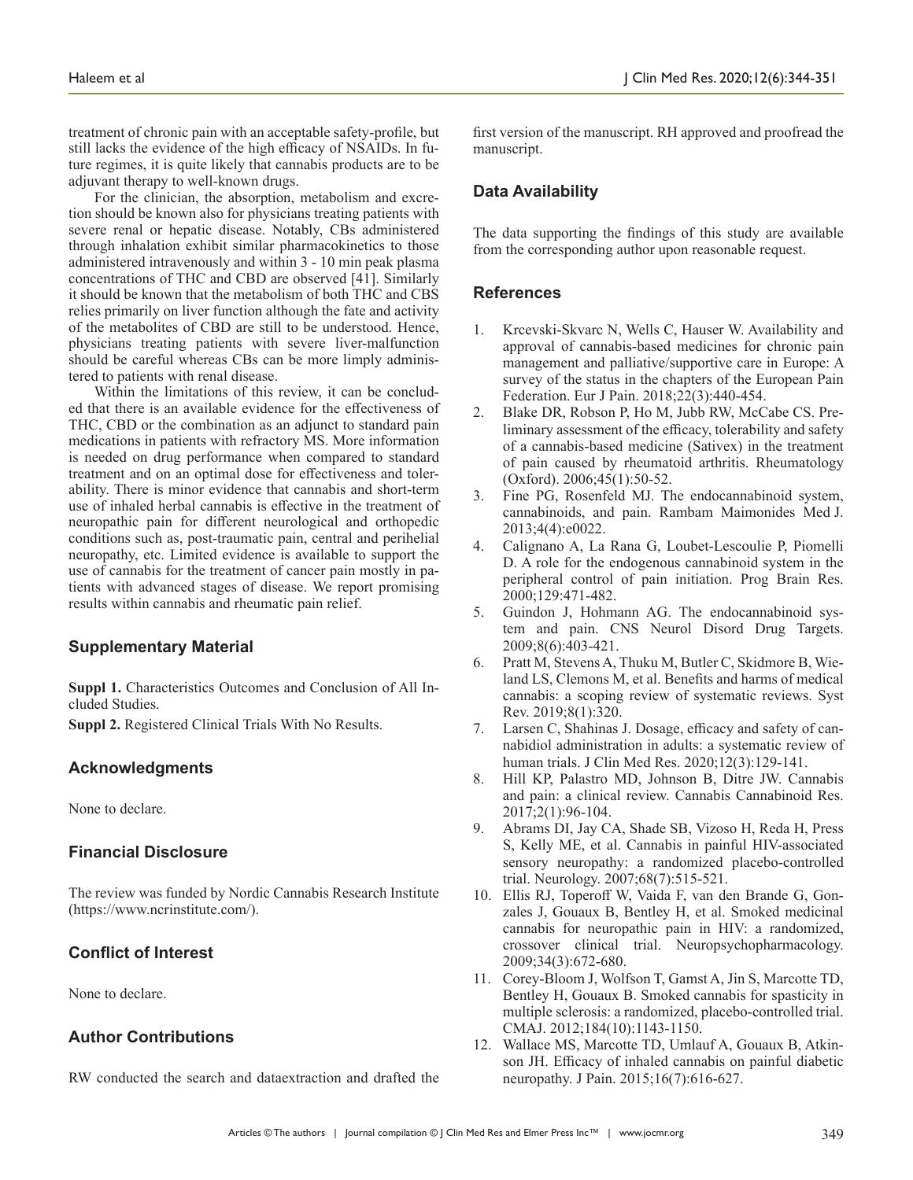treatment of chronic pain with an acceptable safety-profile, but still lacks the evidence of the high efficacy of NSAIDs. In future regimes, it is quite likely that cannabis products are to be adjuvant therapy to well-known drugs.

For the clinician, the absorption, metabolism and excretion should be known also for physicians treating patients with severe renal or hepatic disease. Notably, CBs administered through inhalation exhibit similar pharmacokinetics to those administered intravenously and within 3 - 10 min peak plasma concentrations of THC and CBD are observed [41]. Similarly it should be known that the metabolism of both THC and CBS relies primarily on liver function although the fate and activity of the metabolites of CBD are still to be understood. Hence, physicians treating patients with severe liver-malfunction should be careful whereas CBs can be more limply administered to patients with renal disease.

Within the limitations of this review, it can be concluded that there is an available evidence for the effectiveness of THC, CBD or the combination as an adjunct to standard pain medications in patients with refractory MS. More information is needed on drug performance when compared to standard treatment and on an optimal dose for effectiveness and tolerability. There is minor evidence that cannabis and short-term use of inhaled herbal cannabis is effective in the treatment of neuropathic pain for different neurological and orthopedic conditions such as, post-traumatic pain, central and perihelial neuropathy, etc. Limited evidence is available to support the use of cannabis for the treatment of cancer pain mostly in patients with advanced stages of disease. We report promising results within cannabis and rheumatic pain relief.

## Supplementary Material

**Suppl 1.** Characteristics Outcomes and Conclusion of All Included Studies.

**Suppl 2.** Registered Clinical Trials With No Results.

## Acknowledgments

None to declare.

## Financial Disclosure

The review was funded by Nordic Cannabis Research Institute (https://www.ncrinstitute.com/).

## Conflict of Interest

None to declare.

## Author Contributions

RW conducted the search and dataextraction and drafted the first version of the manuscript. RH approved and proofread the manuscript.

## Data Availability

The data supporting the findings of this study are available from the corresponding author upon reasonable request.

## References

1. Krcevski-Skvarc N, Wells C, Hauser W. Availability and approval of cannabis-based medicines for chronic pain management and palliative/supportive care in Europe: A survey of the status in the chapters of the European Pain Federation. Eur J Pain. 2018;22(3):440-454.
2. Blake DR, Robson P, Ho M, Jubb RW, McCabe CS. Preliminary assessment of the efficacy, tolerability and safety of a cannabis-based medicine (Sativex) in the treatment of pain caused by rheumatoid arthritis. Rheumatology (Oxford). 2006;45(1):50-52.
3. Fine PG, Rosenfeld MJ. The endocannabinoid system, cannabinoids, and pain. Rambam Maimonides Med J. 2013;4(4):e0022.
4. Calignano A, La Rana G, Loubet-Lescoulie P, Piomelli D. A role for the endogenous cannabinoid system in the peripheral control of pain initiation. Prog Brain Res. 2000;129:471-482.
5. Guindon J, Hohmann AG. The endocannabinoid system and pain. CNS Neurol Disord Drug Targets. 2009;8(6):403-421.
6. Pratt M, Stevens A, Thuku M, Butler C, Skidmore B, Wieland LS, Clemons M, et al. Benefits and harms of medical cannabis: a scoping review of systematic reviews. Syst Rev. 2019;8(1):320.
7. Larsen C, Shahinas J. Dosage, efficacy and safety of cannabidiol administration in adults: a systematic review of human trials. J Clin Med Res. 2020;12(3):129-141.
8. Hill KP, Palastro MD, Johnson B, Ditre JW. Cannabis and pain: a clinical review. Cannabis Cannabinoid Res. 2017;2(1):96-104.
9. Abrams DI, Jay CA, Shade SB, Vizoso H, Reda H, Press S, Kelly ME, et al. Cannabis in painful HIV-associated sensory neuropathy: a randomized placebo-controlled trial. Neurology. 2007;68(7):515-521.
10. Ellis RJ, Toperoff W, Vaida F, van den Brande G, Gonzales J, Gouaux B, Bentley H, et al. Smoked medicinal cannabis for neuropathic pain in HIV: a randomized, crossover clinical trial. Neuropsychopharmacology. 2009;34(3):672-680.
11. Corey-Bloom J, Wolfson T, Gamst A, Jin S, Marcotte TD, Bentley H, Gouaux B. Smoked cannabis for spasticity in multiple sclerosis: a randomized, placebo-controlled trial. CMAJ. 2012;184(10):1143-1150.
12. Wallace MS, Marcotte TD, Umlauf A, Gouaux B, Atkinson JH. Efficacy of inhaled cannabis on painful diabetic neuropathy. J Pain. 2015;16(7):616-627.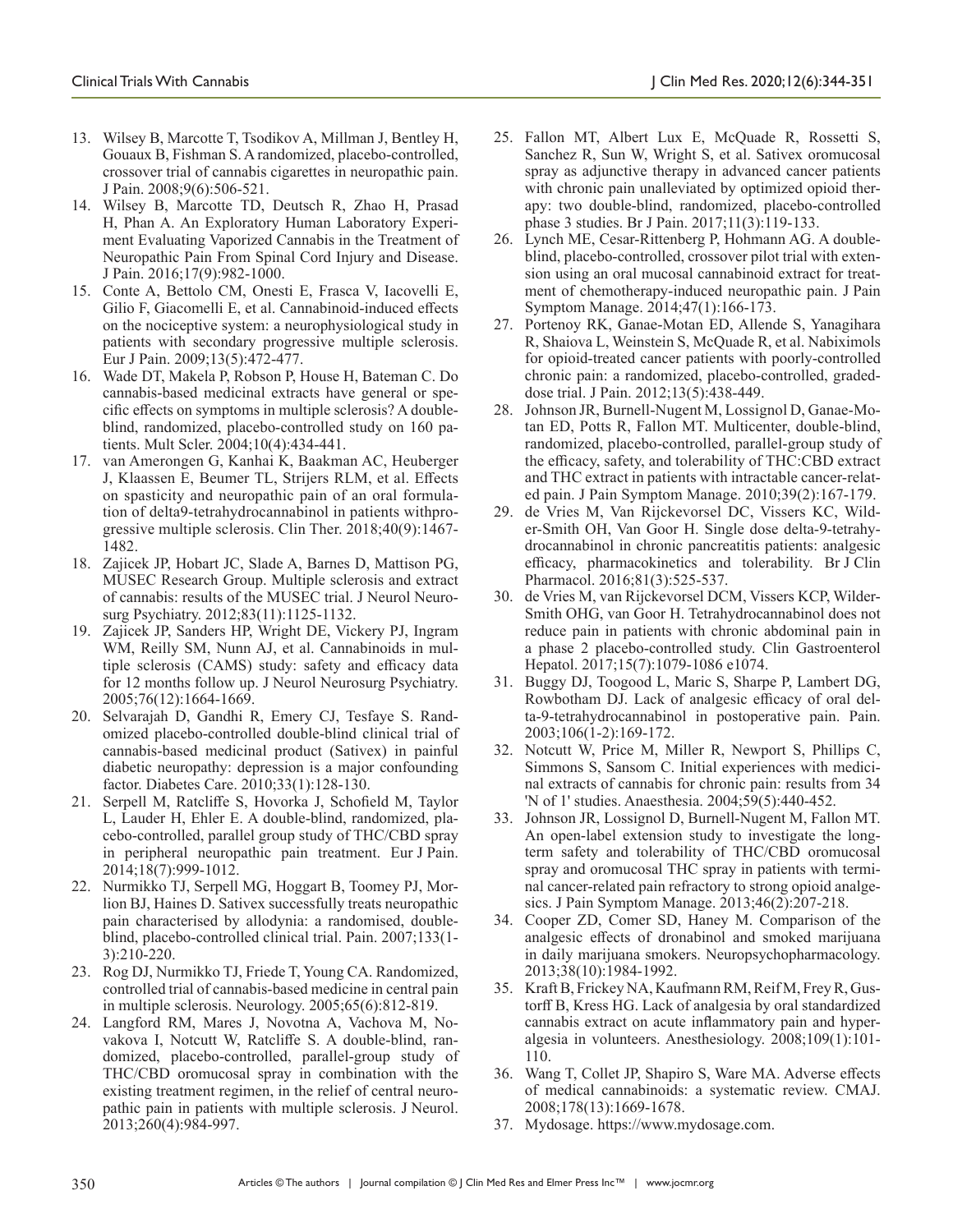13. Wilsey B, Marcotte T, Tsodikov A, Millman J, Bentley H, Gouaux B, Fishman S. A randomized, placebo-controlled, crossover trial of cannabis cigarettes in neuropathic pain. J Pain. 2008;9(6):506-521.
14. Wilsey B, Marcotte TD, Deutsch R, Zhao H, Prasad H, Phan A. An Exploratory Human Laboratory Experiment Evaluating Vaporized Cannabis in the Treatment of Neuropathic Pain From Spinal Cord Injury and Disease. J Pain. 2016;17(9):982-1000.
15. Conte A, Bettolo CM, Onesti E, Frasca V, Iacovelli E, Gilio F, Giacomelli E, et al. Cannabinoid-induced effects on the nociceptive system: a neurophysiological study in patients with secondary progressive multiple sclerosis. Eur J Pain. 2009;13(5):472-477.
16. Wade DT, Makela P, Robson P, House H, Bateman C. Do cannabis-based medicinal extracts have general or specific effects on symptoms in multiple sclerosis? A double-blind, randomized, placebo-controlled study on 160 patients. Mult Scler. 2004;10(4):434-441.
17. van Amerongen G, Kanhai K, Baakman AC, Heuberger J, Klaassen E, Beumer TL, Strijers RLM, et al. Effects on spasticity and neuropathic pain of an oral formulation of delta9-tetrahydrocannabinol in patients withprogressive multiple sclerosis. Clin Ther. 2018;40(9):1467-1482.
18. Zajicek JP, Hobart JC, Slade A, Barnes D, Mattison PG, MUSEC Research Group. Multiple sclerosis and extract of cannabis: results of the MUSEC trial. J Neurol Neurosurg Psychiatry. 2012;83(11):1125-1132.
19. Zajicek JP, Sanders HP, Wright DE, Vickery PJ, Ingram WM, Reilly SM, Nunn AJ, et al. Cannabinoids in multiple sclerosis (CAMS) study: safety and efficacy data for 12 months follow up. J Neurol Neurosurg Psychiatry. 2005;76(12):1664-1669.
20. Selvarajah D, Gandhi R, Emery CJ, Tesfaye S. Randomized placebo-controlled double-blind clinical trial of cannabis-based medicinal product (Sativex) in painful diabetic neuropathy: depression is a major confounding factor. Diabetes Care. 2010;33(1):128-130.
21. Serpell M, Ratcliffe S, Hovorka J, Schofield M, Taylor L, Lauder H, Ehler E. A double-blind, randomized, placebo-controlled, parallel group study of THC/CBD spray in peripheral neuropathic pain treatment. Eur J Pain. 2014;18(7):999-1012.
22. Nurmikko TJ, Serpell MG, Hoggart B, Toomey PJ, Morlion BJ, Haines D. Sativex successfully treats neuropathic pain characterised by allodynia: a randomised, double-blind, placebo-controlled clinical trial. Pain. 2007;133(1-3):210-220.
23. Rog DJ, Nurmikko TJ, Friede T, Young CA. Randomized, controlled trial of cannabis-based medicine in central pain in multiple sclerosis. Neurology. 2005;65(6):812-819.
24. Langford RM, Mares J, Novotna A, Vachova M, Novakova I, Notcutt W, Ratcliffe S. A double-blind, randomized, placebo-controlled, parallel-group study of THC/CBD oromucosal spray in combination with the existing treatment regimen, in the relief of central neuropathic pain in patients with multiple sclerosis. J Neurol. 2013;260(4):984-997.
25. Fallon MT, Albert Lux E, McQuade R, Rossetti S, Sanchez R, Sun W, Wright S, et al. Sativex oromucosal spray as adjunctive therapy in advanced cancer patients with chronic pain unalleviated by optimized opioid therapy: two double-blind, randomized, placebo-controlled phase 3 studies. Br J Pain. 2017;11(3):119-133.
26. Lynch ME, Cesar-Rittenberg P, Hohmann AG. A double-blind, placebo-controlled, crossover pilot trial with extension using an oral mucosal cannabinoid extract for treatment of chemotherapy-induced neuropathic pain. J Pain Symptom Manage. 2014;47(1):166-173.
27. Portenoy RK, Ganae-Motan ED, Allende S, Yanagihara R, Shaiova L, Weinstein S, McQuade R, et al. Nabiximols for opioid-treated cancer patients with poorly-controlled chronic pain: a randomized, placebo-controlled, graded-dose trial. J Pain. 2012;13(5):438-449.
28. Johnson JR, Burnell-Nugent M, Lossignol D, Ganae-Motan ED, Potts R, Fallon MT. Multicenter, double-blind, randomized, placebo-controlled, parallel-group study of the efficacy, safety, and tolerability of THC:CBD extract and THC extract in patients with intractable cancer-related pain. J Pain Symptom Manage. 2010;39(2):167-179.
29. de Vries M, Van Rijckevorsel DC, Vissers KC, Wilder-Smith OH, Van Goor H. Single dose delta-9-tetrahydrocannabinol in chronic pancreatitis patients: analgesic efficacy, pharmacokinetics and tolerability. Br J Clin Pharmacol. 2016;81(3):525-537.
30. de Vries M, van Rijckevorsel DCM, Vissers KCP, Wilder-Smith OHG, van Goor H. Tetrahydrocannabinol does not reduce pain in patients with chronic abdominal pain in a phase 2 placebo-controlled study. Clin Gastroenterol Hepatol. 2017;15(7):1079-1086 e1074.
31. Buggy DJ, Toogood L, Maric S, Sharpe P, Lambert DG, Rowbotham DJ. Lack of analgesic efficacy of oral delta-9-tetrahydrocannabinol in postoperative pain. Pain. 2003;106(1-2):169-172.
32. Notcutt W, Price M, Miller R, Newport S, Phillips C, Simmons S, Sansom C. Initial experiences with medicinal extracts of cannabis for chronic pain: results from 34 'N of 1' studies. Anaesthesia. 2004;59(5):440-452.
33. Johnson JR, Lossignol D, Burnell-Nugent M, Fallon MT. An open-label extension study to investigate the long-term safety and tolerability of THC/CBD oromucosal spray and oromucosal THC spray in patients with terminal cancer-related pain refractory to strong opioid analgesics. J Pain Symptom Manage. 2013;46(2):207-218.
34. Cooper ZD, Comer SD, Haney M. Comparison of the analgesic effects of dronabinol and smoked marijuana in daily marijuana smokers. Neuropsychopharmacology. 2013;38(10):1984-1992.
35. Kraft B, Frickey NA, Kaufmann RM, Reif M, Frey R, Gustorff B, Kress HG. Lack of analgesia by oral standardized cannabis extract on acute inflammatory pain and hyperalgesia in volunteers. Anesthesiology. 2008;109(1):101-110.
36. Wang T, Collet JP, Shapiro S, Ware MA. Adverse effects of medical cannabinoids: a systematic review. CMAJ. 2008;178(13):1669-1678.
37. Mydosage. https://www.mydosage.com.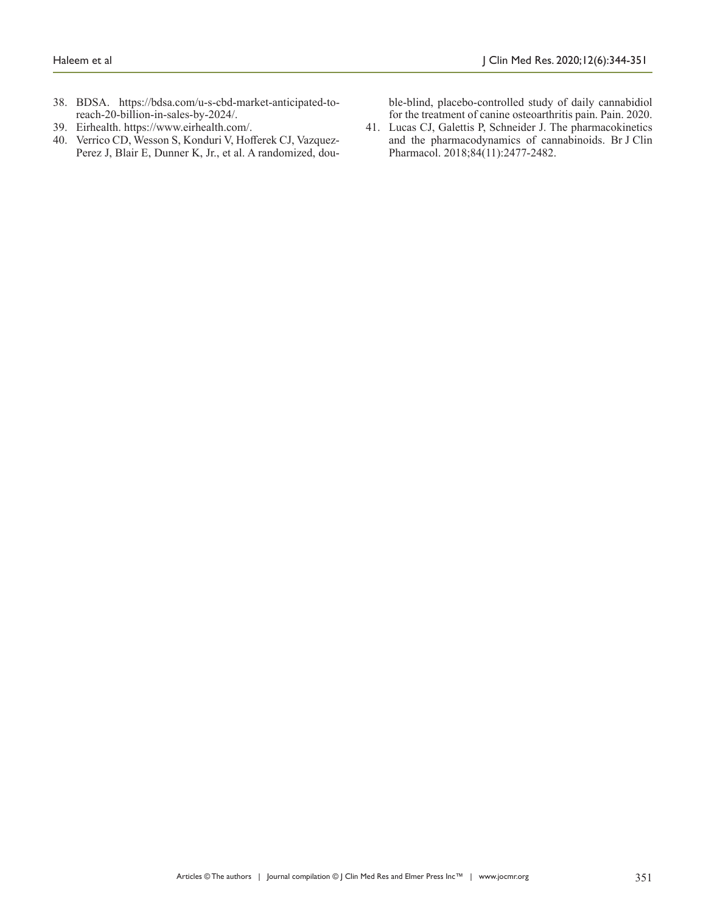38. BDSA. https://bdsa.com/u-s-cbd-market-anticipated-to-reach-20-billion-in-sales-by-2024/.
39. Eirhealth. https://www.eirhealth.com/.
40. Verrico CD, Wesson S, Konduri V, Hofferek CJ, Vazquez-Perez J, Blair E, Dunner K, Jr., et al. A randomized, double-blind, placebo-controlled study of daily cannabidiol for the treatment of canine osteoarthritis pain. Pain. 2020.
41. Lucas CJ, Galettis P, Schneider J. The pharmacokinetics and the pharmacodynamics of cannabinoids. Br J Clin Pharmacol. 2018;84(11):2477-2482.